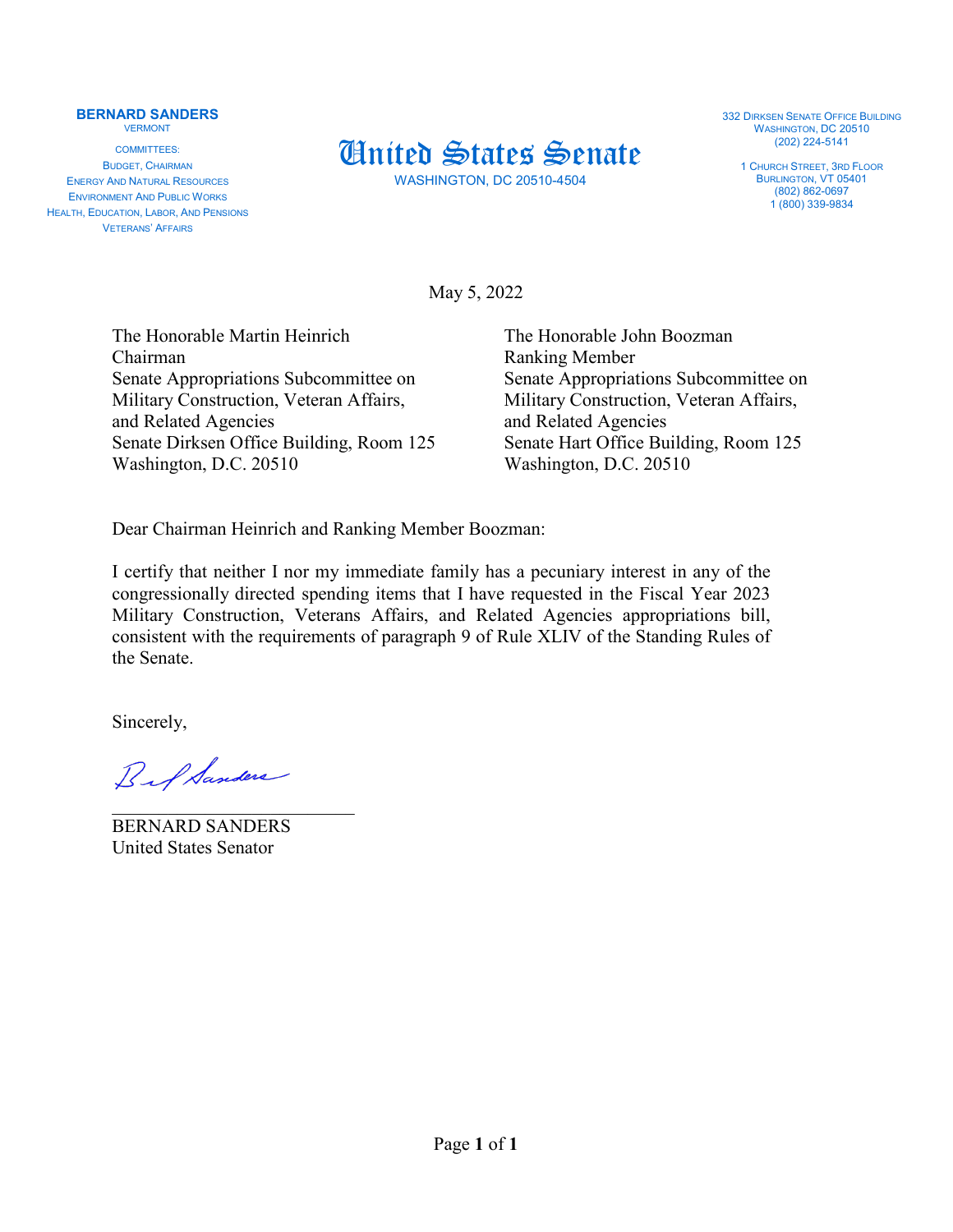**BERNARD SANDERS**
VERMONT

COMMITTEES:
BUDGET, CHAIRMAN
ENERGY AND NATURAL RESOURCES
ENVIRONMENT AND PUBLIC WORKS
HEALTH, EDUCATION, LABOR, AND PENSIONS
VETERANS' AFFAIRS

# United States Senate

WASHINGTON, DC 20510-4504

332 DIRKSEN SENATE OFFICE BUILDING
WASHINGTON, DC 20510
(202) 224-5141

1 CHURCH STREET, 3RD FLOOR
BURLINGTON, VT 05401
(802) 862-0697
1 (800) 339-9834

May 5, 2022

The Honorable Martin Heinrich
Chairman
Senate Appropriations Subcommittee on Military Construction, Veteran Affairs, and Related Agencies
Senate Dirksen Office Building, Room 125
Washington, D.C. 20510

The Honorable John Boozman
Ranking Member
Senate Appropriations Subcommittee on Military Construction, Veteran Affairs, and Related Agencies
Senate Hart Office Building, Room 125
Washington, D.C. 20510

Dear Chairman Heinrich and Ranking Member Boozman:

I certify that neither I nor my immediate family has a pecuniary interest in any of the congressionally directed spending items that I have requested in the Fiscal Year 2023 Military Construction, Veterans Affairs, and Related Agencies appropriations bill, consistent with the requirements of paragraph 9 of Rule XLIV of the Standing Rules of the Senate.

Sincerely,

BERNARD SANDERS
United States Senator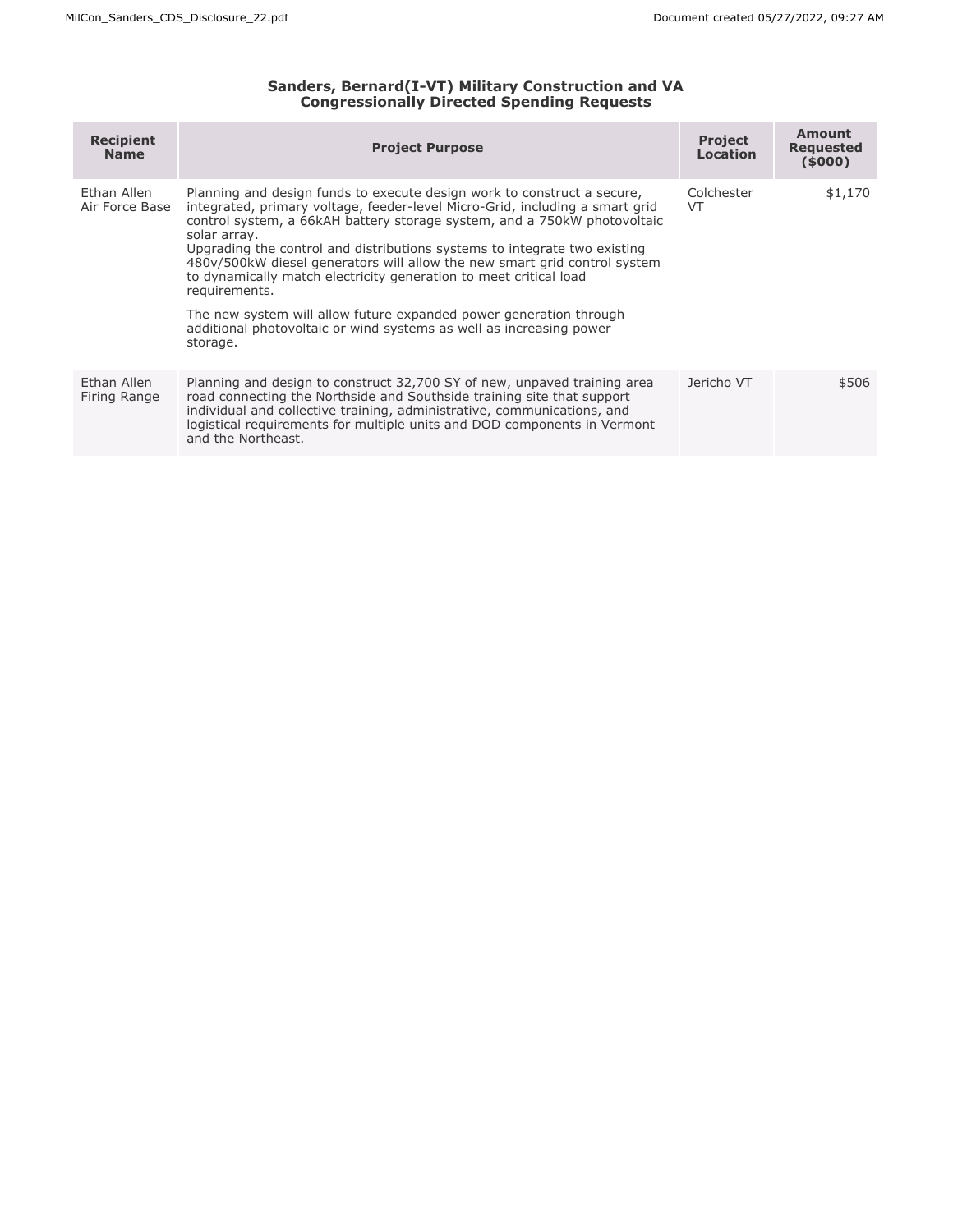**Sanders, Bernard(I-VT) Military Construction and VA Congressionally Directed Spending Requests**

| Recipient Name | Project Purpose | Project Location | Amount Requested ($000) |
|---|---|---|---|
| Ethan Allen Air Force Base | Planning and design funds to execute design work to construct a secure, integrated, primary voltage, feeder-level Micro-Grid, including a smart grid control system, a 66kAH battery storage system, and a 750kW photovoltaic solar array.<br>Upgrading the control and distributions systems to integrate two existing 480v/500kW diesel generators will allow the new smart grid control system to dynamically match electricity generation to meet critical load requirements.<br><br>The new system will allow future expanded power generation through additional photovoltaic or wind systems as well as increasing power storage. | Colchester VT | $1,170 |
| Ethan Allen Firing Range | Planning and design to construct 32,700 SY of new, unpaved training area road connecting the Northside and Southside training site that support individual and collective training, administrative, communications, and logistical requirements for multiple units and DOD components in Vermont and the Northeast. | Jericho VT | $506 |